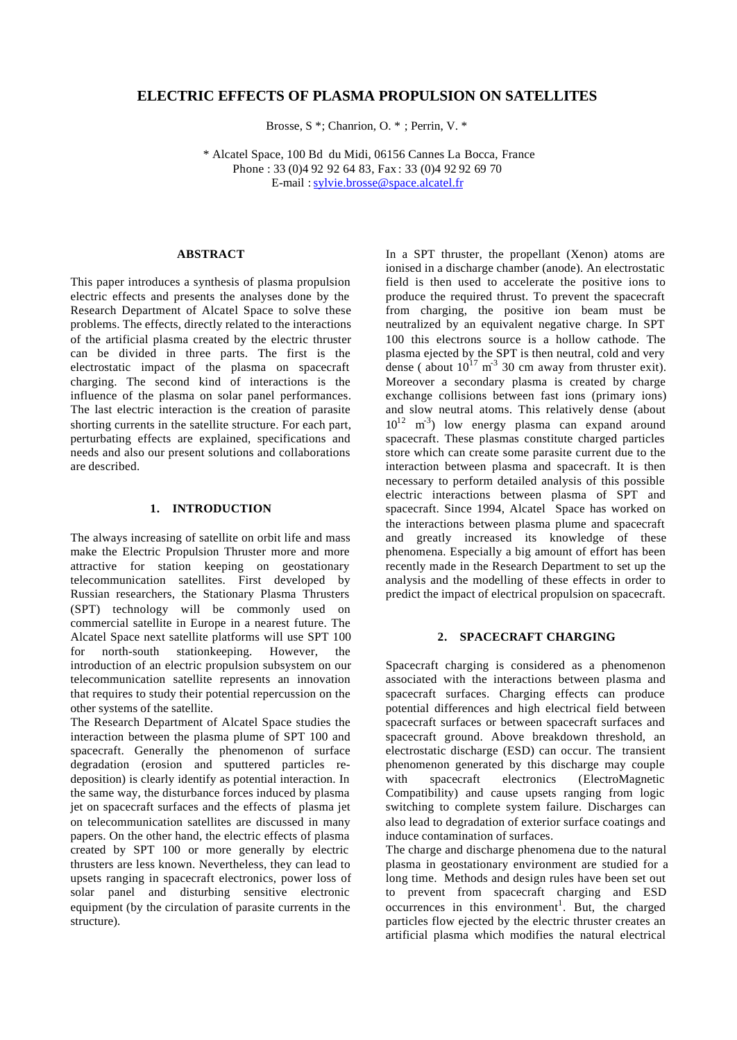# ELECTRIC EFFECTS OF PLASMA PROPULSION ON SATELLITES

Brosse, S *; Chanrion, O. * ; Perrin, V. *

\* Alcatel Space, 100 Bd du Midi, 06156 Cannes La Bocca, France
Phone : 33 (0)4 92 92 64 83, Fax: 33 (0)4 92 92 69 70
E-mail : sylvie.brosse@space.alcatel.fr

## ABSTRACT

This paper introduces a synthesis of plasma propulsion electric effects and presents the analyses done by the Research Department of Alcatel Space to solve these problems. The effects, directly related to the interactions of the artificial plasma created by the electric thruster can be divided in three parts. The first is the electrostatic impact of the plasma on spacecraft charging. The second kind of interactions is the influence of the plasma on solar panel performances. The last electric interaction is the creation of parasite shorting currents in the satellite structure. For each part, perturbating effects are explained, specifications and needs and also our present solutions and collaborations are described.

## 1. INTRODUCTION

The always increasing of satellite on orbit life and mass make the Electric Propulsion Thruster more and more attractive for station keeping on geostationary telecommunication satellites. First developed by Russian researchers, the Stationary Plasma Thrusters (SPT) technology will be commonly used on commercial satellite in Europe in a nearest future. The Alcatel Space next satellite platforms will use SPT 100 for north-south stationkeeping. However, the introduction of an electric propulsion subsystem on our telecommunication satellite represents an innovation that requires to study their potential repercussion on the other systems of the satellite.

The Research Department of Alcatel Space studies the interaction between the plasma plume of SPT 100 and spacecraft. Generally the phenomenon of surface degradation (erosion and sputtered particles re-deposition) is clearly identify as potential interaction. In the same way, the disturbance forces induced by plasma jet on spacecraft surfaces and the effects of plasma jet on telecommunication satellites are discussed in many papers. On the other hand, the electric effects of plasma created by SPT 100 or more generally by electric thrusters are less known. Nevertheless, they can lead to upsets ranging in spacecraft electronics, power loss of solar panel and disturbing sensitive electronic equipment (by the circulation of parasite currents in the structure).

In a SPT thruster, the propellant (Xenon) atoms are ionised in a discharge chamber (anode). An electrostatic field is then used to accelerate the positive ions to produce the required thrust. To prevent the spacecraft from charging, the positive ion beam must be neutralized by an equivalent negative charge. In SPT 100 this electrons source is a hollow cathode. The plasma ejected by the SPT is then neutral, cold and very dense ( about $10^{17}$ $m^{-3}$ 30 cm away from thruster exit). Moreover a secondary plasma is created by charge exchange collisions between fast ions (primary ions) and slow neutral atoms. This relatively dense (about $10^{12}$ $m^{-3}$) low energy plasma can expand around spacecraft. These plasmas constitute charged particles store which can create some parasite current due to the interaction between plasma and spacecraft. It is then necessary to perform detailed analysis of this possible electric interactions between plasma of SPT and spacecraft. Since 1994, Alcatel Space has worked on the interactions between plasma plume and spacecraft and greatly increased its knowledge of these phenomena. Especially a big amount of effort has been recently made in the Research Department to set up the analysis and the modelling of these effects in order to predict the impact of electrical propulsion on spacecraft.

## 2. SPACECRAFT CHARGING

Spacecraft charging is considered as a phenomenon associated with the interactions between plasma and spacecraft surfaces. Charging effects can produce potential differences and high electrical field between spacecraft surfaces or between spacecraft surfaces and spacecraft ground. Above breakdown threshold, an electrostatic discharge (ESD) can occur. The transient phenomenon generated by this discharge may couple with spacecraft electronics (ElectroMagnetic Compatibility) and cause upsets ranging from logic switching to complete system failure. Discharges can also lead to degradation of exterior surface coatings and induce contamination of surfaces.

The charge and discharge phenomena due to the natural plasma in geostationary environment are studied for a long time. Methods and design rules have been set out to prevent from spacecraft charging and ESD occurrences in this environment[1]. But, the charged particles flow ejected by the electric thruster creates an artificial plasma which modifies the natural electrical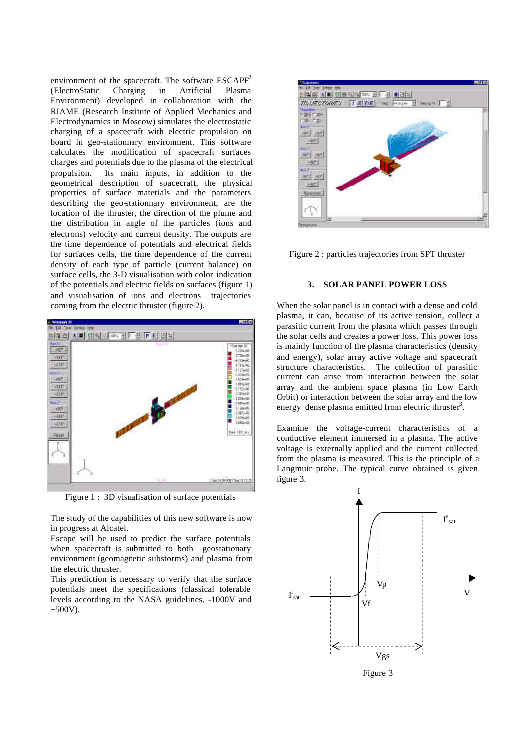environment of the spacecraft. The software ESCAPE[2] (ElectroStatic Charging in Artificial Plasma Environment) developed in collaboration with the RIAME (Research Institute of Applied Mechanics and Electrodynamics in Moscow) simulates the electrostatic charging of a spacecraft with electric propulsion on board in geo-stationnary environment. This software calculates the modification of spacecraft surfaces charges and potentials due to the plasma of the electrical propulsion. Its main inputs, in addition to the geometrical description of spacecraft, the physical properties of surface materials and the parameters describing the geo-stationnary environment, are the location of the thruster, the direction of the plume and the distribution in angle of the particles (ions and electrons) velocity and current density. The outputs are the time dependence of potentials and electrical fields for surfaces cells, the time dependence of the current density of each type of particle (current balance) on surface cells, the 3-D visualisation with color indication of the potentials and electric fields on surfaces (figure 1) and visualisation of ions and electrons trajectories coming from the electric thruster (figure 2).

Figure 1 : 3D visualisation of surface potentials

The study of the capabilities of this new software is now in progress at Alcatel.

Escape will be used to predict the surface potentials when spacecraft is submitted to both geostationary environment (geomagnetic substorms) and plasma from the electric thruster.

This prediction is necessary to verify that the surface potentials meet the specifications (classical tolerable levels according to the NASA guidelines, -1000V and +500V).

Figure 2 : particles trajectories from SPT thruster

## 3. SOLAR PANEL POWER LOSS

When the solar panel is in contact with a dense and cold plasma, it can, because of its active tension, collect a parasitic current from the plasma which passes through the solar cells and creates a power loss. This power loss is mainly function of the plasma characteristics (density and energy), solar array active voltage and spacecraft structure characteristics. The collection of parasitic current can arise from interaction between the solar array and the ambient space plasma (in Low Earth Orbit) or interaction between the solar array and the low energy dense plasma emitted from electric thruster[3].

Examine the voltage-current characteristics of a conductive element immersed in a plasma. The active voltage is externally applied and the current collected from the plasma is measured. This is the principle of a Langmuir probe. The typical curve obtained is given figure 3.

Figure 3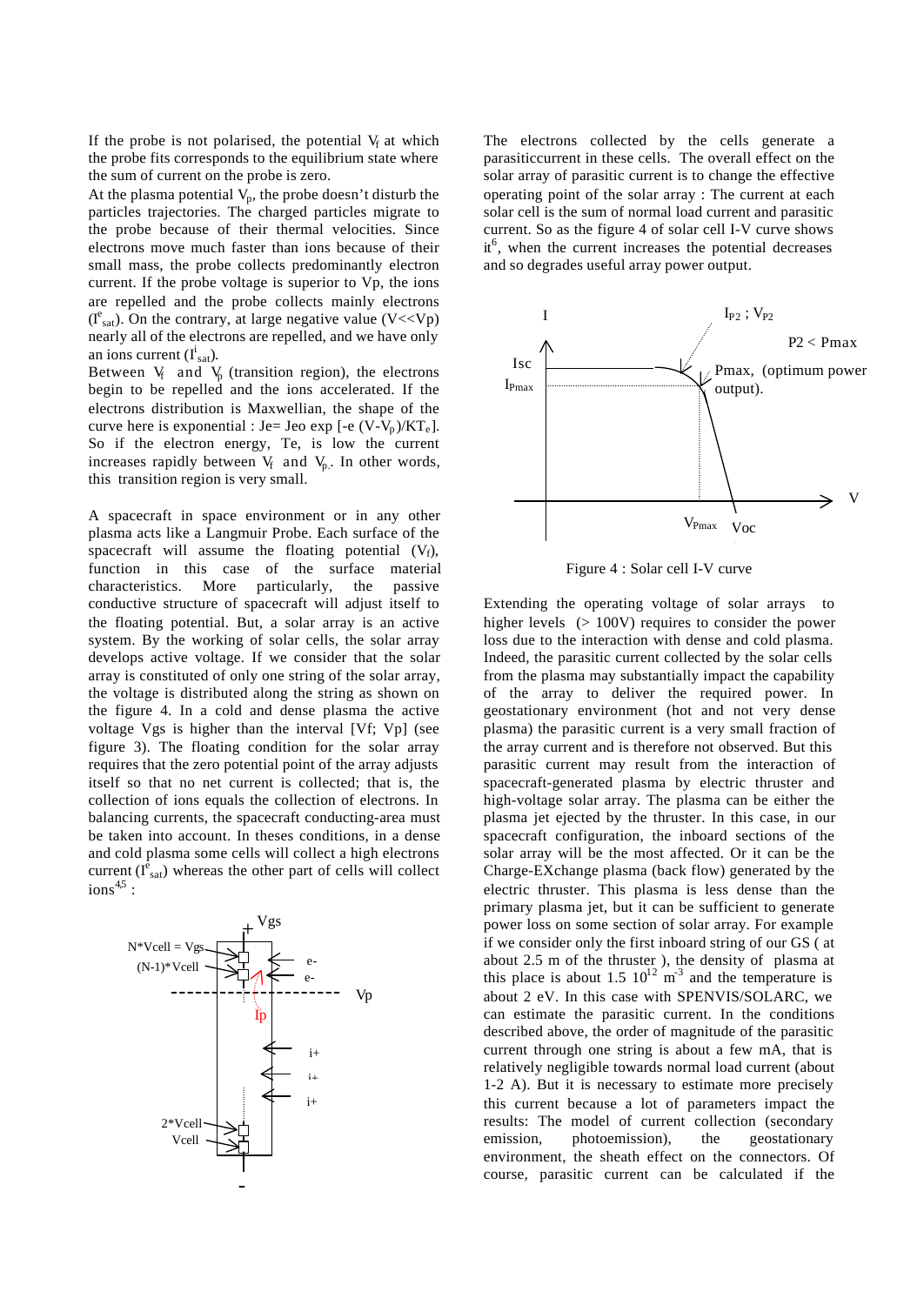If the probe is not polarised, the potential $V_f$ at which the probe fits corresponds to the equilibrium state where the sum of current on the probe is zero.

At the plasma potential $V_p$, the probe doesn't disturb the particles trajectories. The charged particles migrate to the probe because of their thermal velocities. Since electrons move much faster than ions because of their small mass, the probe collects predominantly electron current. If the probe voltage is superior to Vp, the ions are repelled and the probe collects mainly electrons ($I^e_{sat}$). On the contrary, at large negative value (V<<Vp) nearly all of the electrons are repelled, and we have only an ions current ($I^i_{sat}$).

Between $V_f$ and $V_p$ (transition region), the electrons begin to be repelled and the ions accelerated. If the electrons distribution is Maxwellian, the shape of the curve here is exponential : $Je = Jeo \exp[-e (V-V_p)/KT_e]$. So if the electron energy, Te, is low the current increases rapidly between $V_f$ and $V_p$. In other words, this transition region is very small.

A spacecraft in space environment or in any other plasma acts like a Langmuir Probe. Each surface of the spacecraft will assume the floating potential ($V_f$), function in this case of the surface material characteristics. More particularly, the passive conductive structure of spacecraft will adjust itself to the floating potential. But, a solar array is an active system. By the working of solar cells, the solar array develops active voltage. If we consider that the solar array is constituted of only one string of the solar array, the voltage is distributed along the string as shown on the figure 4. In a cold and dense plasma the active voltage Vgs is higher than the interval [Vf; Vp] (see figure 3). The floating condition for the solar array requires that the zero potential point of the array adjusts itself so that no net current is collected; that is, the collection of ions equals the collection of electrons. In balancing currents, the spacecraft conducting-area must be taken into account. In theses conditions, in a dense and cold plasma some cells will collect a high electrons current ($I^e_{sat}$) whereas the other part of cells will collect ions[4,5] :

The electrons collected by the cells generate a parasiticcurrent in these cells. The overall effect on the solar array of parasitic current is to change the effective operating point of the solar array : The current at each solar cell is the sum of normal load current and parasitic current. So as the figure 4 of solar cell I-V curve shows it[6], when the current increases the potential decreases and so degrades useful array power output.

Figure 4 : Solar cell I-V curve

Extending the operating voltage of solar arrays to higher levels (> 100V) requires to consider the power loss due to the interaction with dense and cold plasma. Indeed, the parasitic current collected by the solar cells from the plasma may substantially impact the capability of the array to deliver the required power. In geostationary environment (hot and not very dense plasma) the parasitic current is a very small fraction of the array current and is therefore not observed. But this parasitic current may result from the interaction of spacecraft-generated plasma by electric thruster and high-voltage solar array. The plasma can be either the plasma jet ejected by the thruster. In this case, in our spacecraft configuration, the inboard sections of the solar array will be the most affected. Or it can be the Charge-EXchange plasma (back flow) generated by the electric thruster. This plasma is less dense than the primary plasma jet, but it can be sufficient to generate power loss on some section of solar array. For example if we consider only the first inboard string of our GS ( at about 2.5 m of the thruster ), the density of plasma at this place is about $1.5\ 10^{12}\ m^{-3}$ and the temperature is about 2 eV. In this case with SPENVIS/SOLARC, we can estimate the parasitic current. In the conditions described above, the order of magnitude of the parasitic current through one string is about a few mA, that is relatively negligible towards normal load current (about 1-2 A). But it is necessary to estimate more precisely this current because a lot of parameters impact the results: The model of current collection (secondary emission, photoemission), the geostationary environment, the sheath effect on the connectors. Of course, parasitic current can be calculated if the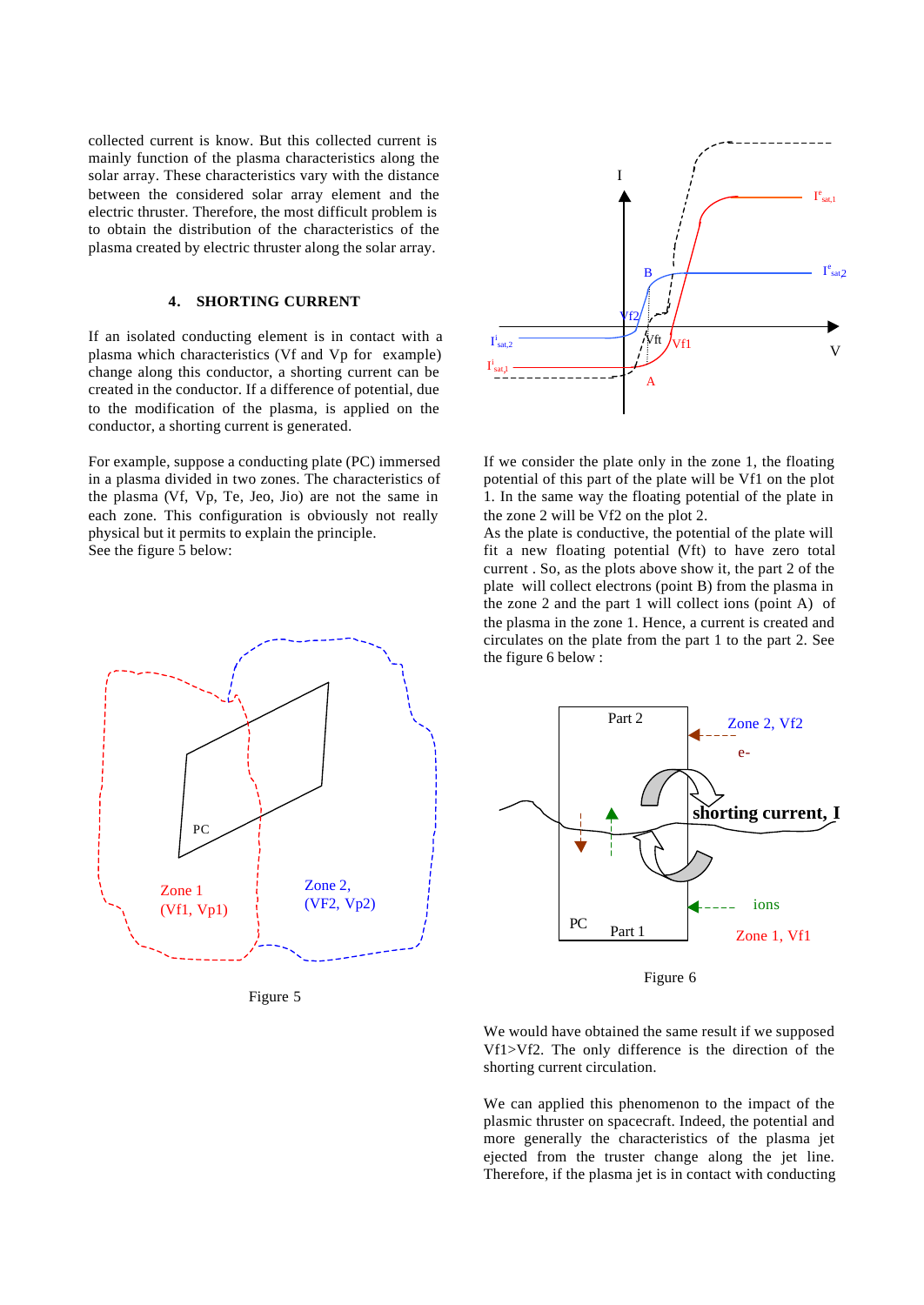collected current is know. But this collected current is mainly function of the plasma characteristics along the solar array. These characteristics vary with the distance between the considered solar array element and the electric thruster. Therefore, the most difficult problem is to obtain the distribution of the characteristics of the plasma created by electric thruster along the solar array.

## 4. SHORTING CURRENT

If an isolated conducting element is in contact with a plasma which characteristics (Vf and Vp for example) change along this conductor, a shorting current can be created in the conductor. If a difference of potential, due to the modification of the plasma, is applied on the conductor, a shorting current is generated.

For example, suppose a conducting plate (PC) immersed in a plasma divided in two zones. The characteristics of the plasma (Vf, Vp, Te, Jeo, Jio) are not the same in each zone. This configuration is obviously not really physical but it permits to explain the principle.
See the figure 5 below:

Figure 5

If we consider the plate only in the zone 1, the floating potential of this part of the plate will be Vf1 on the plot 1. In the same way the floating potential of the plate in the zone 2 will be Vf2 on the plot 2.
As the plate is conductive, the potential of the plate will fit a new floating potential (Vft) to have zero total current . So, as the plots above show it, the part 2 of the plate will collect electrons (point B) from the plasma in the zone 2 and the part 1 will collect ions (point A) of the plasma in the zone 1. Hence, a current is created and circulates on the plate from the part 1 to the part 2. See the figure 6 below :

Figure 6

We would have obtained the same result if we supposed Vf1>Vf2. The only difference is the direction of the shorting current circulation.

We can applied this phenomenon to the impact of the plasmic thruster on spacecraft. Indeed, the potential and more generally the characteristics of the plasma jet ejected from the truster change along the jet line. Therefore, if the plasma jet is in contact with conducting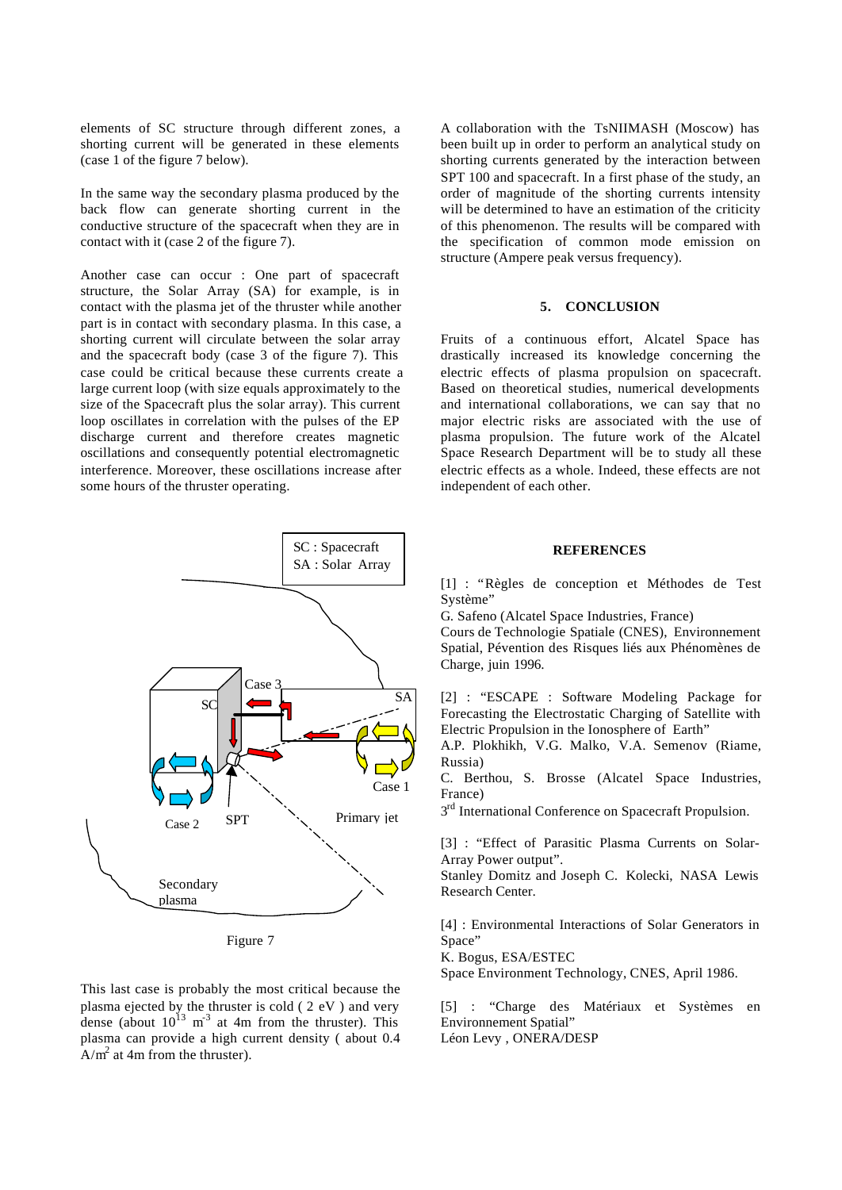elements of SC structure through different zones, a shorting current will be generated in these elements (case 1 of the figure 7 below).

In the same way the secondary plasma produced by the back flow can generate shorting current in the conductive structure of the spacecraft when they are in contact with it (case 2 of the figure 7).

Another case can occur : One part of spacecraft structure, the Solar Array (SA) for example, is in contact with the plasma jet of the thruster while another part is in contact with secondary plasma. In this case, a shorting current will circulate between the solar array and the spacecraft body (case 3 of the figure 7). This case could be critical because these currents create a large current loop (with size equals approximately to the size of the Spacecraft plus the solar array). This current loop oscillates in correlation with the pulses of the EP discharge current and therefore creates magnetic oscillations and consequently potential electromagnetic interference. Moreover, these oscillations increase after some hours of the thruster operating.

SC : Spacecraft
SA : Solar Array

Case 3, SC, SA, Case 1, Case 2, SPT, Primary jet, Secondary plasma

Figure 7

This last case is probably the most critical because the plasma ejected by the thruster is cold ( 2 eV ) and very dense (about $10^{13}$ $m^{-3}$ at 4m from the thruster). This plasma can provide a high current density ( about 0.4 $A/m^2$ at 4m from the thruster).

A collaboration with the TsNIIMASH (Moscow) has been built up in order to perform an analytical study on shorting currents generated by the interaction between SPT 100 and spacecraft. In a first phase of the study, an order of magnitude of the shorting currents intensity will be determined to have an estimation of the criticity of this phenomenon. The results will be compared with the specification of common mode emission on structure (Ampere peak versus frequency).

## 5. CONCLUSION

Fruits of a continuous effort, Alcatel Space has drastically increased its knowledge concerning the electric effects of plasma propulsion on spacecraft. Based on theoretical studies, numerical developments and international collaborations, we can say that no major electric risks are associated with the use of plasma propulsion. The future work of the Alcatel Space Research Department will be to study all these electric effects as a whole. Indeed, these effects are not independent of each other.

## REFERENCES

[1] : "Règles de conception et Méthodes de Test Système"
G. Safeno (Alcatel Space Industries, France)
Cours de Technologie Spatiale (CNES), Environnement Spatial, Pévention des Risques liés aux Phénomènes de Charge, juin 1996.

[2] : "ESCAPE : Software Modeling Package for Forecasting the Electrostatic Charging of Satellite with Electric Propulsion in the Ionosphere of Earth"
A.P. Plokhikh, V.G. Malko, V.A. Semenov (Riame, Russia)
C. Berthou, S. Brosse (Alcatel Space Industries, France)
3rd International Conference on Spacecraft Propulsion.

[3] : "Effect of Parasitic Plasma Currents on Solar-Array Power output".
Stanley Domitz and Joseph C. Kolecki, NASA Lewis Research Center.

[4] : Environmental Interactions of Solar Generators in Space"
K. Bogus, ESA/ESTEC
Space Environment Technology, CNES, April 1986.

[5] : "Charge des Matériaux et Systèmes en Environnement Spatial"
Léon Levy , ONERA/DESP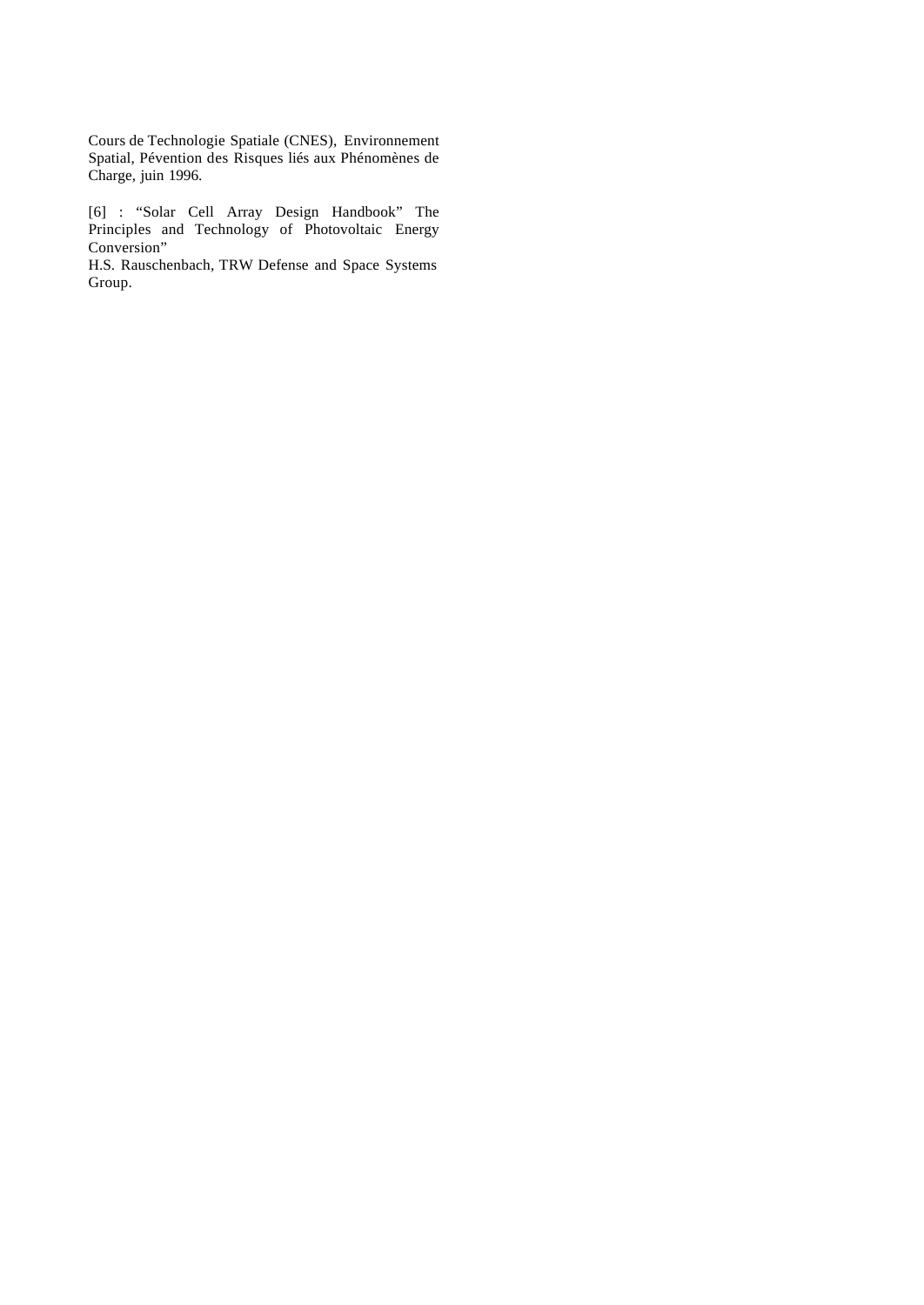Cours de Technologie Spatiale (CNES), Environnement Spatial, Pévention des Risques liés aux Phénomènes de Charge, juin 1996.

[6] : "Solar Cell Array Design Handbook" The Principles and Technology of Photovoltaic Energy Conversion"
H.S. Rauschenbach, TRW Defense and Space Systems Group.